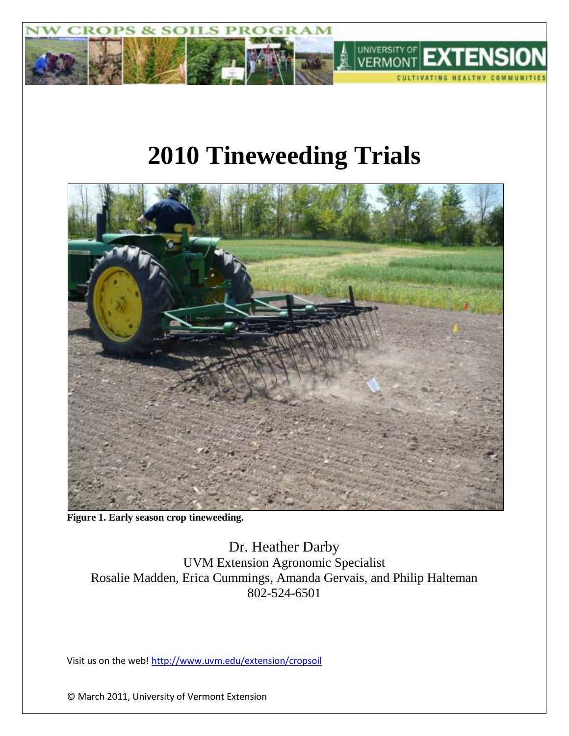NW CROPS & SOILS PROGRAM

UNIVERSITY OF VERMONT EXTENSION

CULTIVATING HEALTHY COMMUNITIES

# 2010 Tineweeding Trials

**Figure 1. Early season crop tineweeding.**

Dr. Heather Darby
UVM Extension Agronomic Specialist
Rosalie Madden, Erica Cummings, Amanda Gervais, and Philip Halteman
802-524-6501

Visit us on the web! http://www.uvm.edu/extension/cropsoil

© March 2011, University of Vermont Extension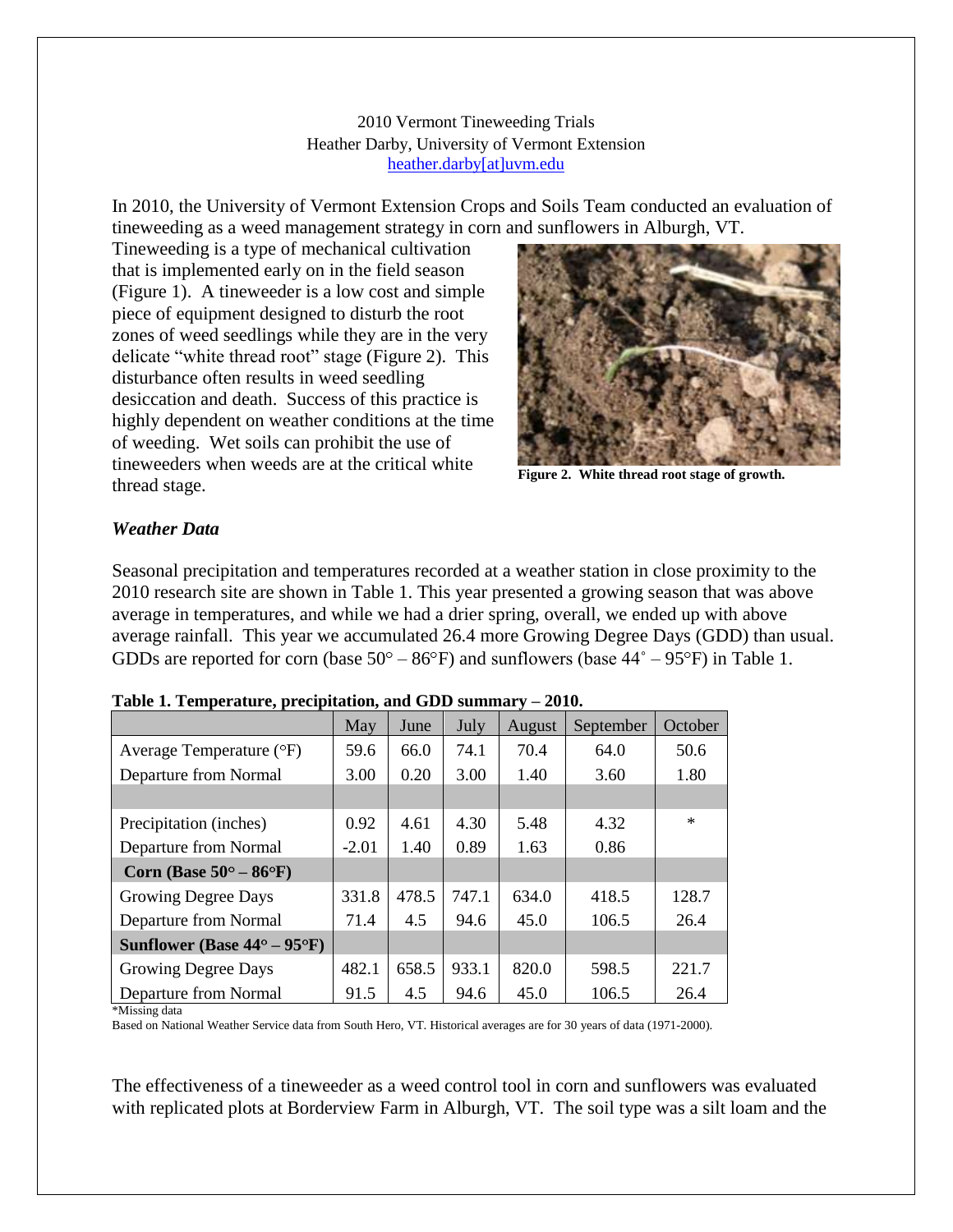2010 Vermont Tineweeding Trials
Heather Darby, University of Vermont Extension
heather.darby[at]uvm.edu

In 2010, the University of Vermont Extension Crops and Soils Team conducted an evaluation of tineweeding as a weed management strategy in corn and sunflowers in Alburgh, VT.

Tineweeding is a type of mechanical cultivation that is implemented early on in the field season (Figure 1). A tineweeder is a low cost and simple piece of equipment designed to disturb the root zones of weed seedlings while they are in the very delicate "white thread root" stage (Figure 2). This disturbance often results in weed seedling desiccation and death. Success of this practice is highly dependent on weather conditions at the time of weeding. Wet soils can prohibit the use of tineweeders when weeds are at the critical white thread stage.

**Figure 2. White thread root stage of growth.**

### *Weather Data*

Seasonal precipitation and temperatures recorded at a weather station in close proximity to the 2010 research site are shown in Table 1. This year presented a growing season that was above average in temperatures, and while we had a drier spring, overall, we ended up with above average rainfall. This year we accumulated 26.4 more Growing Degree Days (GDD) than usual. GDDs are reported for corn (base 50° – 86°F) and sunflowers (base 44˚ – 95°F) in Table 1.

**Table 1. Temperature, precipitation, and GDD summary – 2010.**

| | May | June | July | August | September | October |
|---|---|---|---|---|---|---|
| Average Temperature (°F) | 59.6 | 66.0 | 74.1 | 70.4 | 64.0 | 50.6 |
| Departure from Normal | 3.00 | 0.20 | 3.00 | 1.40 | 3.60 | 1.80 |
| | | | | | | |
| Precipitation (inches) | 0.92 | 4.61 | 4.30 | 5.48 | 4.32 | * |
| Departure from Normal | -2.01 | 1.40 | 0.89 | 1.63 | 0.86 | |
| **Corn (Base 50° – 86°F)** | | | | | | |
| Growing Degree Days | 331.8 | 478.5 | 747.1 | 634.0 | 418.5 | 128.7 |
| Departure from Normal | 71.4 | 4.5 | 94.6 | 45.0 | 106.5 | 26.4 |
| **Sunflower (Base 44° – 95°F)** | | | | | | |
| Growing Degree Days | 482.1 | 658.5 | 933.1 | 820.0 | 598.5 | 221.7 |
| Departure from Normal | 91.5 | 4.5 | 94.6 | 45.0 | 106.5 | 26.4 |

*Missing data
Based on National Weather Service data from South Hero, VT. Historical averages are for 30 years of data (1971-2000).

The effectiveness of a tineweeder as a weed control tool in corn and sunflowers was evaluated with replicated plots at Borderview Farm in Alburgh, VT. The soil type was a silt loam and the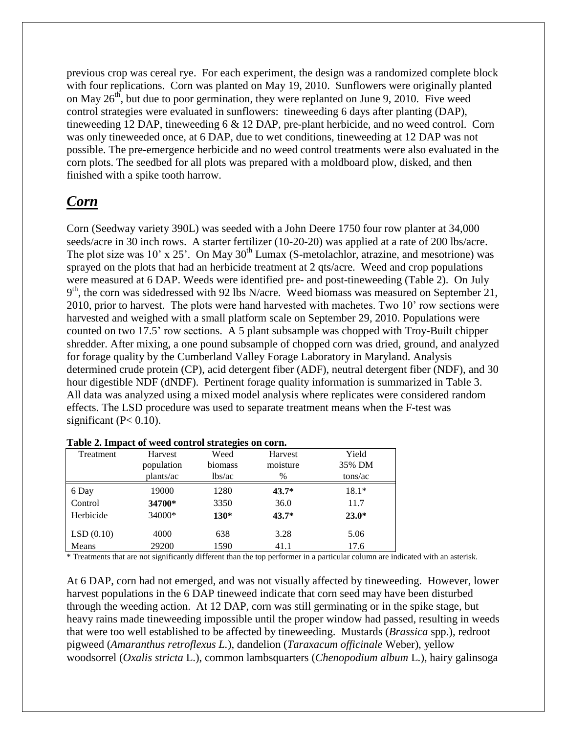previous crop was cereal rye. For each experiment, the design was a randomized complete block with four replications. Corn was planted on May 19, 2010. Sunflowers were originally planted on May 26th, but due to poor germination, they were replanted on June 9, 2010. Five weed control strategies were evaluated in sunflowers: tineweeding 6 days after planting (DAP), tineweeding 12 DAP, tineweeding 6 & 12 DAP, pre-plant herbicide, and no weed control. Corn was only tineweeded once, at 6 DAP, due to wet conditions, tineweeding at 12 DAP was not possible. The pre-emergence herbicide and no weed control treatments were also evaluated in the corn plots. The seedbed for all plots was prepared with a moldboard plow, disked, and then finished with a spike tooth harrow.

## ***Corn***

Corn (Seedway variety 390L) was seeded with a John Deere 1750 four row planter at 34,000 seeds/acre in 30 inch rows. A starter fertilizer (10-20-20) was applied at a rate of 200 lbs/acre. The plot size was 10' x 25'. On May 30th Lumax (S-metolachlor, atrazine, and mesotrione) was sprayed on the plots that had an herbicide treatment at 2 qts/acre. Weed and crop populations were measured at 6 DAP. Weeds were identified pre- and post-tineweeding (Table 2). On July 9th, the corn was sidedressed with 92 lbs N/acre. Weed biomass was measured on September 21, 2010, prior to harvest. The plots were hand harvested with machetes. Two 10' row sections were harvested and weighed with a small platform scale on September 29, 2010. Populations were counted on two 17.5' row sections. A 5 plant subsample was chopped with Troy-Built chipper shredder. After mixing, a one pound subsample of chopped corn was dried, ground, and analyzed for forage quality by the Cumberland Valley Forage Laboratory in Maryland. Analysis determined crude protein (CP), acid detergent fiber (ADF), neutral detergent fiber (NDF), and 30 hour digestible NDF (dNDF). Pertinent forage quality information is summarized in Table 3. All data was analyzed using a mixed model analysis where replicates were considered random effects. The LSD procedure was used to separate treatment means when the F-test was significant ($P < 0.10$).

**Table 2. Impact of weed control strategies on corn.**

| Treatment | Harvest population plants/ac | Weed biomass lbs/ac | Harvest moisture % | Yield 35% DM tons/ac |
|---|---|---|---|---|
| 6 Day | 19000 | 1280 | **43.7*** | 18.1* |
| Control | **34700*** | 3350 | 36.0 | 11.7 |
| Herbicide | 34000* | **130*** | **43.7*** | **23.0*** |
| LSD (0.10) | 4000 | 638 | 3.28 | 5.06 |
| Means | 29200 | 1590 | 41.1 | 17.6 |

\* Treatments that are not significantly different than the top performer in a particular column are indicated with an asterisk.

At 6 DAP, corn had not emerged, and was not visually affected by tineweeding. However, lower harvest populations in the 6 DAP tineweed indicate that corn seed may have been disturbed through the weeding action. At 12 DAP, corn was still germinating or in the spike stage, but heavy rains made tineweeding impossible until the proper window had passed, resulting in weeds that were too well established to be affected by tineweeding. Mustards (*Brassica* spp.), redroot pigweed (*Amaranthus retroflexus L.*), dandelion (*Taraxacum officinale* Weber), yellow woodsorrel (*Oxalis stricta* L.), common lambsquarters (*Chenopodium album* L.), hairy galinsoga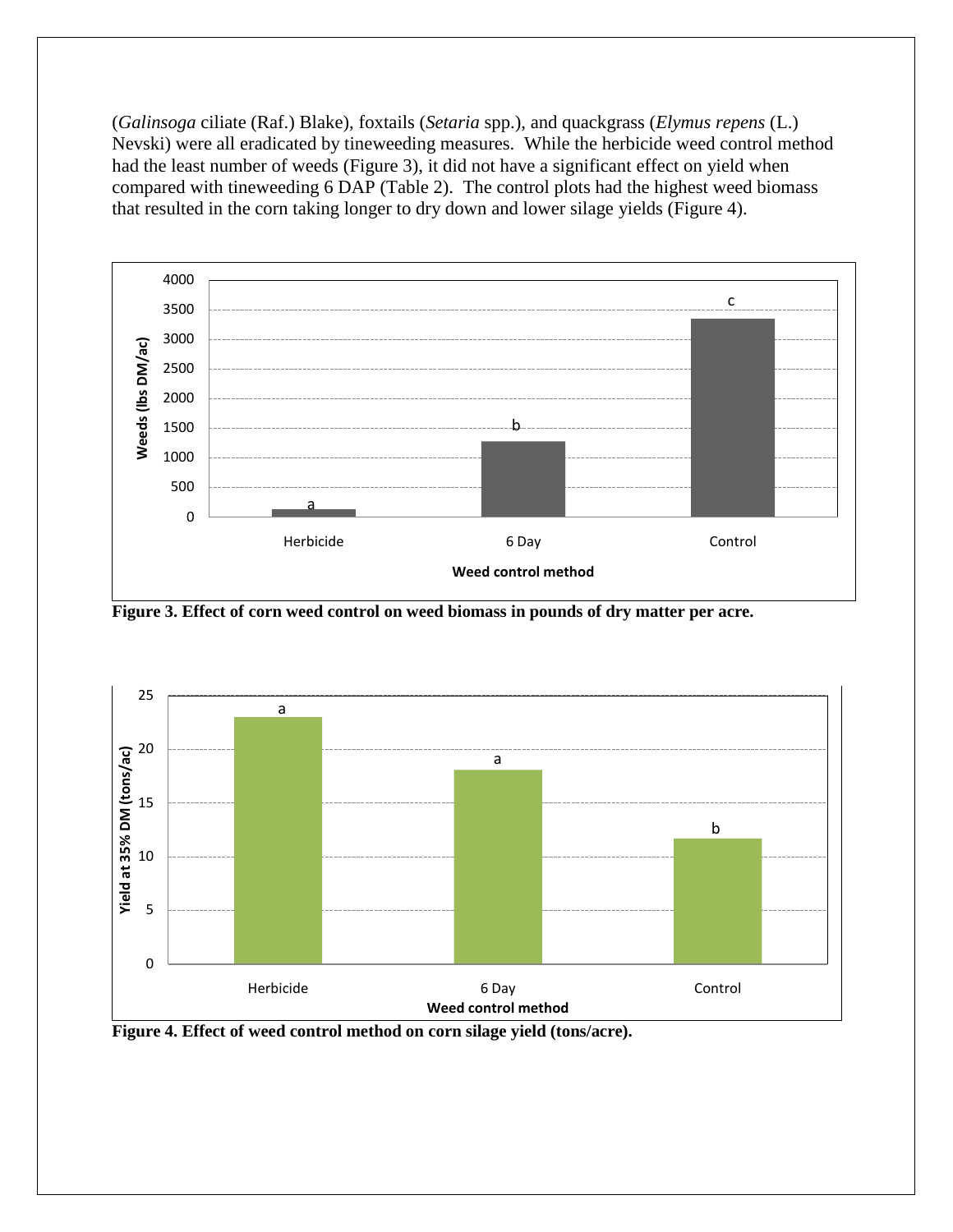(*Galinsoga* ciliate (Raf.) Blake), foxtails (*Setaria* spp.), and quackgrass (*Elymus repens* (L.) Nevski) were all eradicated by tineweeding measures. While the herbicide weed control method had the least number of weeds (Figure 3), it did not have a significant effect on yield when compared with tineweeding 6 DAP (Table 2). The control plots had the highest weed biomass that resulted in the corn taking longer to dry down and lower silage yields (Figure 4).

**Figure 3. Effect of corn weed control on weed biomass in pounds of dry matter per acre.**

**Figure 4. Effect of weed control method on corn silage yield (tons/acre).**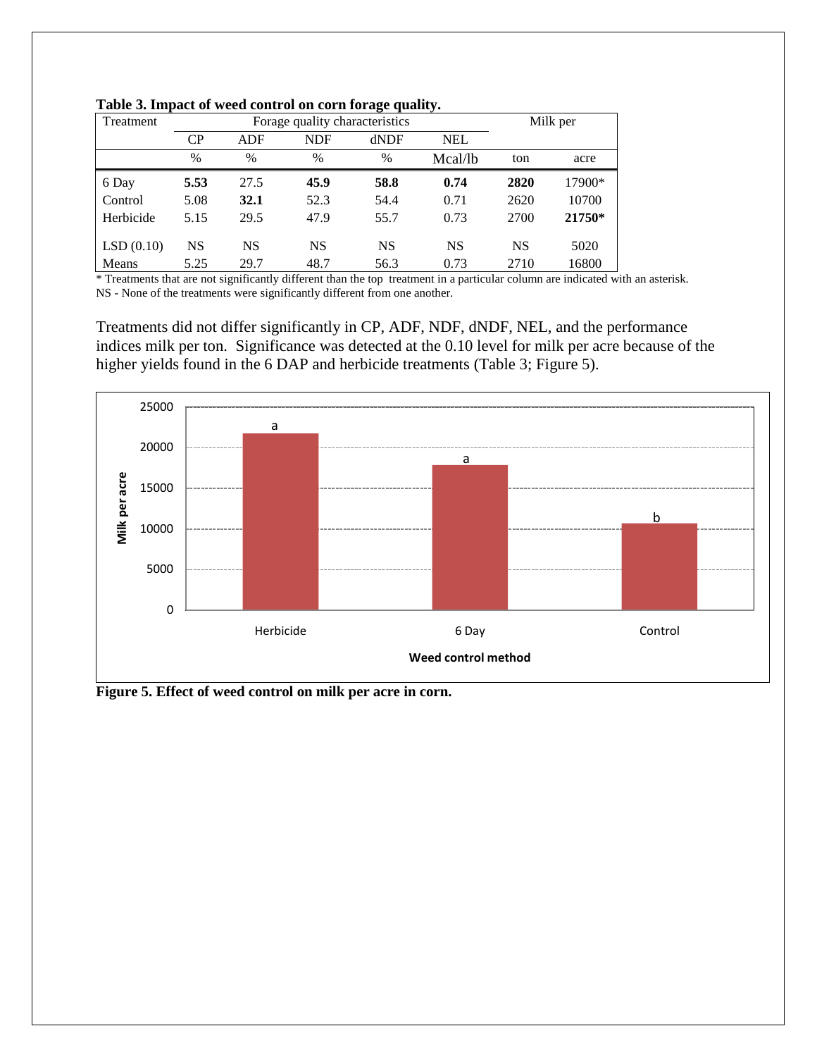**Table 3. Impact of weed control on corn forage quality.**

| Treatment | Forage quality characteristics | | | | | Milk per | |
|---|---|---|---|---|---|---|---|
| | CP | ADF | NDF | dNDF | NEL | | |
| | % | % | % | % | Mcal/lb | ton | acre |
| 6 Day | **5.53** | 27.5 | **45.9** | **58.8** | **0.74** | **2820** | 17900* |
| Control | 5.08 | **32.1** | 52.3 | 54.4 | 0.71 | 2620 | 10700 |
| Herbicide | 5.15 | 29.5 | 47.9 | 55.7 | 0.73 | 2700 | **21750*** |
| LSD (0.10) | NS | NS | NS | NS | NS | NS | 5020 |
| Means | 5.25 | 29.7 | 48.7 | 56.3 | 0.73 | 2710 | 16800 |

* Treatments that are not significantly different than the top treatment in a particular column are indicated with an asterisk.
NS - None of the treatments were significantly different from one another.

Treatments did not differ significantly in CP, ADF, NDF, dNDF, NEL, and the performance indices milk per ton. Significance was detected at the 0.10 level for milk per acre because of the higher yields found in the 6 DAP and herbicide treatments (Table 3; Figure 5).

**Figure 5. Effect of weed control on milk per acre in corn.**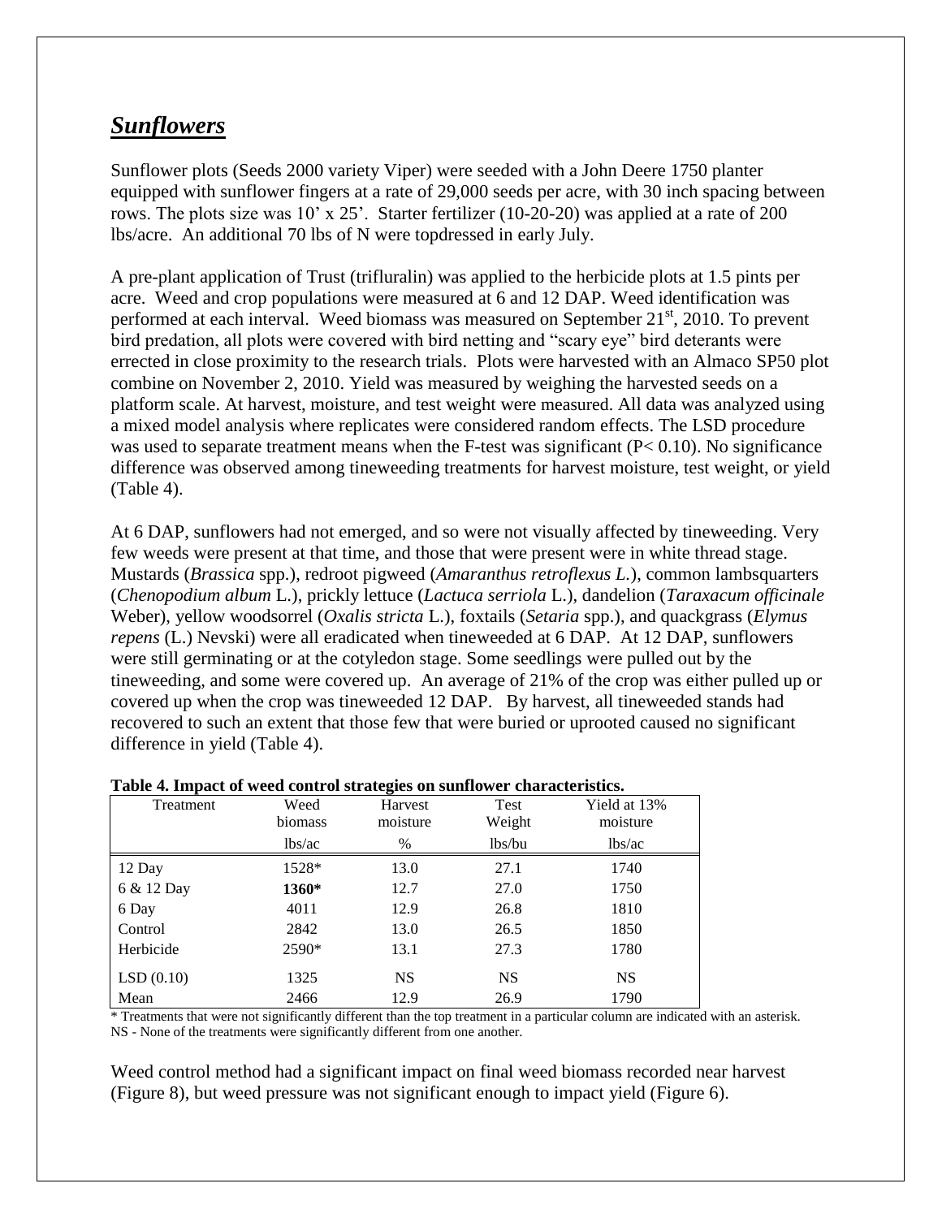## ***Sunflowers***

Sunflower plots (Seeds 2000 variety Viper) were seeded with a John Deere 1750 planter equipped with sunflower fingers at a rate of 29,000 seeds per acre, with 30 inch spacing between rows. The plots size was 10' x 25'. Starter fertilizer (10-20-20) was applied at a rate of 200 lbs/acre. An additional 70 lbs of N were topdressed in early July.

A pre-plant application of Trust (trifluralin) was applied to the herbicide plots at 1.5 pints per acre. Weed and crop populations were measured at 6 and 12 DAP. Weed identification was performed at each interval. Weed biomass was measured on September 21st, 2010. To prevent bird predation, all plots were covered with bird netting and "scary eye" bird deterants were errected in close proximity to the research trials. Plots were harvested with an Almaco SP50 plot combine on November 2, 2010. Yield was measured by weighing the harvested seeds on a platform scale. At harvest, moisture, and test weight were measured. All data was analyzed using a mixed model analysis where replicates were considered random effects. The LSD procedure was used to separate treatment means when the F-test was significant ($P < 0.10$). No significance difference was observed among tineweeding treatments for harvest moisture, test weight, or yield (Table 4).

At 6 DAP, sunflowers had not emerged, and so were not visually affected by tineweeding. Very few weeds were present at that time, and those that were present were in white thread stage. Mustards (*Brassica* spp.), redroot pigweed (*Amaranthus retroflexus L.*), common lambsquarters (*Chenopodium album* L.), prickly lettuce (*Lactuca serriola* L.), dandelion (*Taraxacum officinale* Weber), yellow woodsorrel (*Oxalis stricta* L.), foxtails (*Setaria* spp.), and quackgrass (*Elymus repens* (L.) Nevski) were all eradicated when tineweeded at 6 DAP. At 12 DAP, sunflowers were still germinating or at the cotyledon stage. Some seedlings were pulled out by the tineweeding, and some were covered up. An average of 21% of the crop was either pulled up or covered up when the crop was tineweeded 12 DAP. By harvest, all tineweeded stands had recovered to such an extent that those few that were buried or uprooted caused no significant difference in yield (Table 4).

**Table 4. Impact of weed control strategies on sunflower characteristics.**

| Treatment | Weed biomass | Harvest moisture | Test Weight | Yield at 13% moisture |
|---|---|---|---|---|
| | lbs/ac | % | lbs/bu | lbs/ac |
| 12 Day | 1528* | 13.0 | 27.1 | 1740 |
| 6 & 12 Day | **1360*** | 12.7 | 27.0 | 1750 |
| 6 Day | 4011 | 12.9 | 26.8 | 1810 |
| Control | 2842 | 13.0 | 26.5 | 1850 |
| Herbicide | 2590* | 13.1 | 27.3 | 1780 |
| LSD (0.10) | 1325 | NS | NS | NS |
| Mean | 2466 | 12.9 | 26.9 | 1790 |

\* Treatments that were not significantly different than the top treatment in a particular column are indicated with an asterisk.
NS - None of the treatments were significantly different from one another.

Weed control method had a significant impact on final weed biomass recorded near harvest (Figure 8), but weed pressure was not significant enough to impact yield (Figure 6).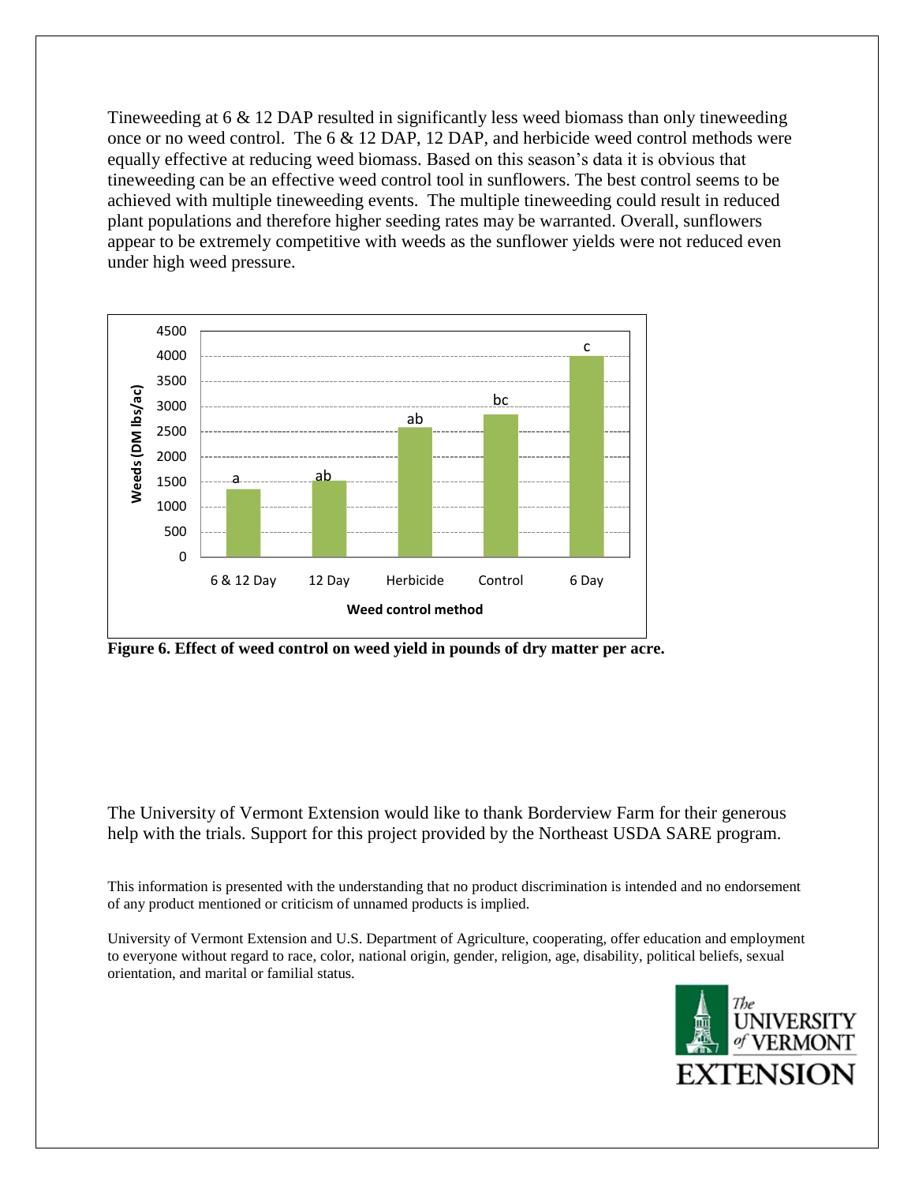Tineweeding at 6 & 12 DAP resulted in significantly less weed biomass than only tineweeding once or no weed control. The 6 & 12 DAP, 12 DAP, and herbicide weed control methods were equally effective at reducing weed biomass. Based on this season's data it is obvious that tineweeding can be an effective weed control tool in sunflowers. The best control seems to be achieved with multiple tineweeding events. The multiple tineweeding could result in reduced plant populations and therefore higher seeding rates may be warranted. Overall, sunflowers appear to be extremely competitive with weeds as the sunflower yields were not reduced even under high weed pressure.

Weeds (DM lbs/ac)

4500
4000
3500
3000
2500
2000
1500
1000
500
0

a
ab
ab
bc
c

6 & 12 Day
12 Day
Herbicide
Control
6 Day

Weed control method

**Figure 6. Effect of weed control on weed yield in pounds of dry matter per acre.**

The University of Vermont Extension would like to thank Borderview Farm for their generous help with the trials. Support for this project provided by the Northeast USDA SARE program.

This information is presented with the understanding that no product discrimination is intended and no endorsement of any product mentioned or criticism of unnamed products is implied.

University of Vermont Extension and U.S. Department of Agriculture, cooperating, offer education and employment to everyone without regard to race, color, national origin, gender, religion, age, disability, political beliefs, sexual orientation, and marital or familial status.

The UNIVERSITY of VERMONT EXTENSION